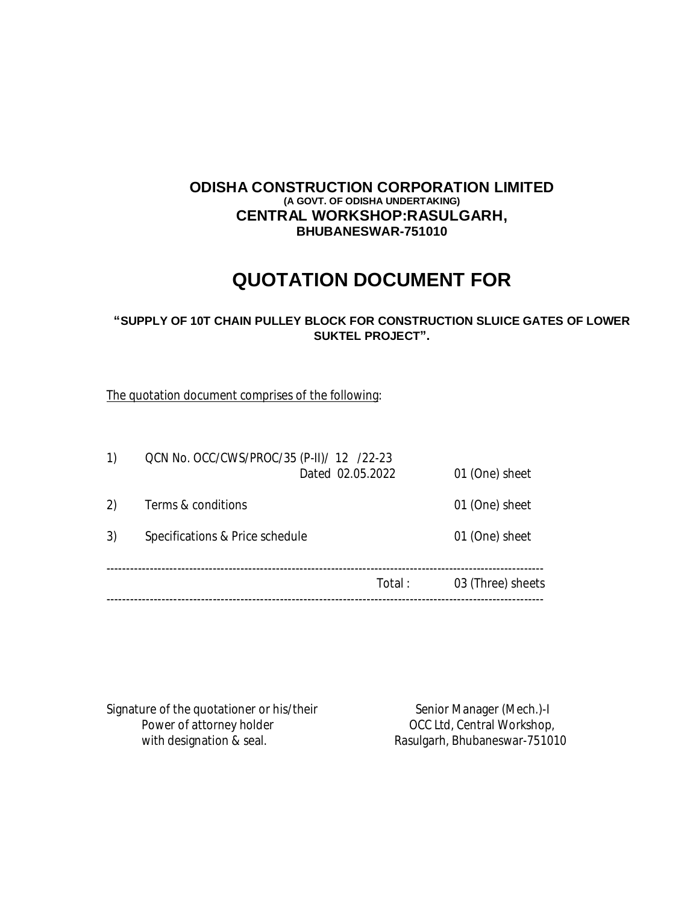**ODISHA CONSTRUCTION CORPORATION LIMITED**
**(A GOVT. OF ODISHA UNDERTAKING)**
**CENTRAL WORKSHOP:RASULGARH,**
**BHUBANESWAR-751010**

# QUOTATION DOCUMENT FOR

**"SUPPLY OF 10T CHAIN PULLEY BLOCK FOR CONSTRUCTION SLUICE GATES OF LOWER SUKTEL PROJECT".**

The quotation document comprises of the following:

| | | |
|---|---|---|
| 1) | QCN No. OCC/CWS/PROC/35 (P-II)/ 12 /22-23 Dated 02.05.2022 | 01 (One) sheet |
| 2) | Terms & conditions | 01 (One) sheet |
| 3) | Specifications & Price schedule | 01 (One) sheet |
| | Total : | 03 (Three) sheets |

Signature of the quotationer or his/their
Power of attorney holder
with designation & seal.

Senior Manager (Mech.)-I
OCC Ltd, Central Workshop,
Rasulgarh, Bhubaneswar-751010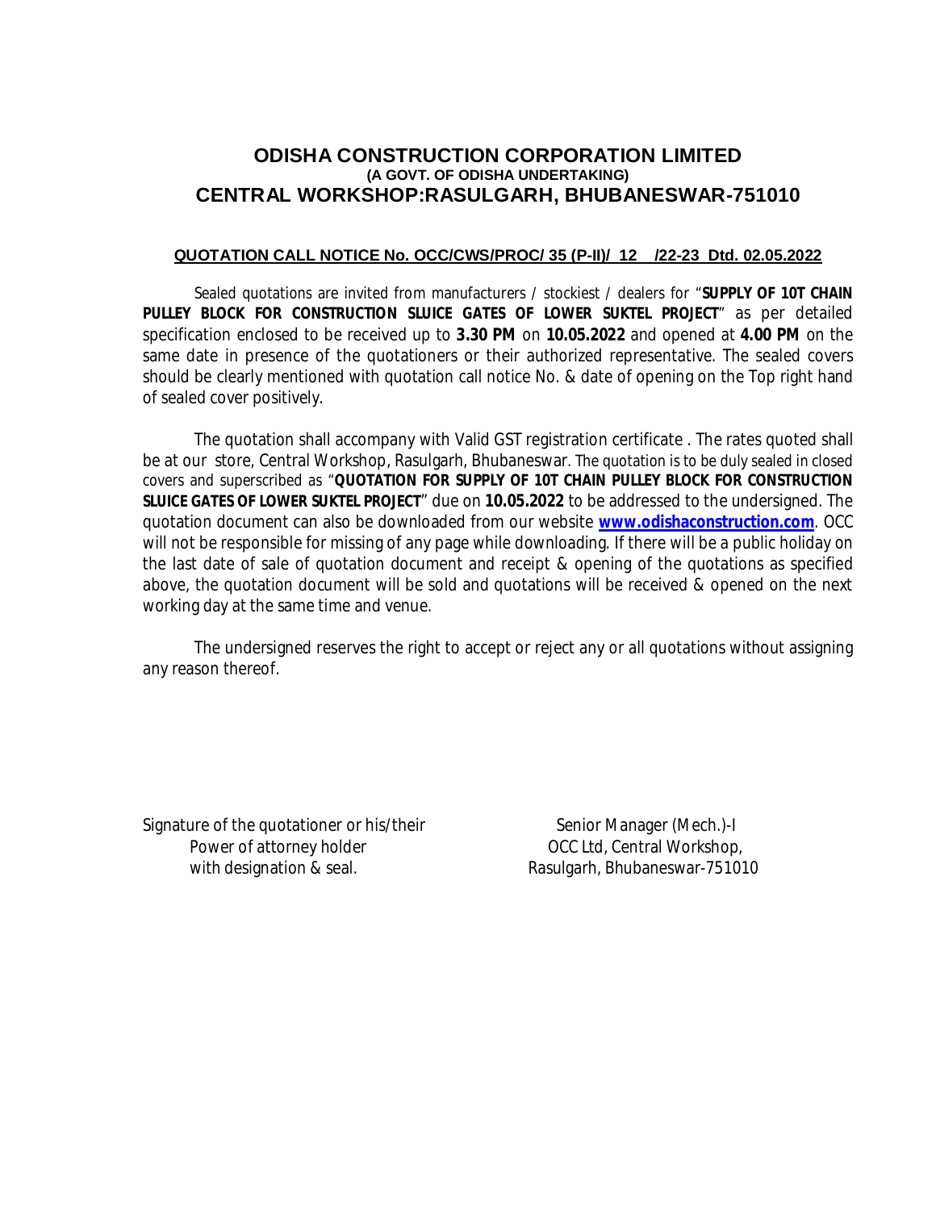# ODISHA CONSTRUCTION CORPORATION LIMITED
### (A GOVT. OF ODISHA UNDERTAKING)
## CENTRAL WORKSHOP:RASULGARH, BHUBANESWAR-751010

**QUOTATION CALL NOTICE No. OCC/CWS/PROC/ 35 (P-II)/ 12 /22-23 Dtd. 02.05.2022**

Sealed quotations are invited from manufacturers / stockiest / dealers for "**SUPPLY OF 10T CHAIN PULLEY BLOCK FOR CONSTRUCTION SLUICE GATES OF LOWER SUKTEL PROJECT**" as per detailed specification enclosed to be received up to **3.30 PM** on **10.05.2022** and opened at **4.00 PM** on the same date in presence of the quotationers or their authorized representative. The sealed covers should be clearly mentioned with quotation call notice No. & date of opening on the Top right hand of sealed cover positively.

The quotation shall accompany with Valid GST registration certificate . The rates quoted shall be at our store, Central Workshop, Rasulgarh, Bhubaneswar. The quotation is to be duly sealed in closed covers and superscribed as "**QUOTATION FOR SUPPLY OF 10T CHAIN PULLEY BLOCK FOR CONSTRUCTION SLUICE GATES OF LOWER SUKTEL PROJECT**" due on **10.05.2022** to be addressed to the undersigned. The quotation document can also be downloaded from our website **www.odishaconstruction.com**. OCC will not be responsible for missing of any page while downloading. If there will be a public holiday on the last date of sale of quotation document and receipt & opening of the quotations as specified above, the quotation document will be sold and quotations will be received & opened on the next working day at the same time and venue.

The undersigned reserves the right to accept or reject any or all quotations without assigning any reason thereof.

Signature of the quotationer or his/their
Power of attorney holder
with designation & seal.

Senior Manager (Mech.)-I
OCC Ltd, Central Workshop,
Rasulgarh, Bhubaneswar-751010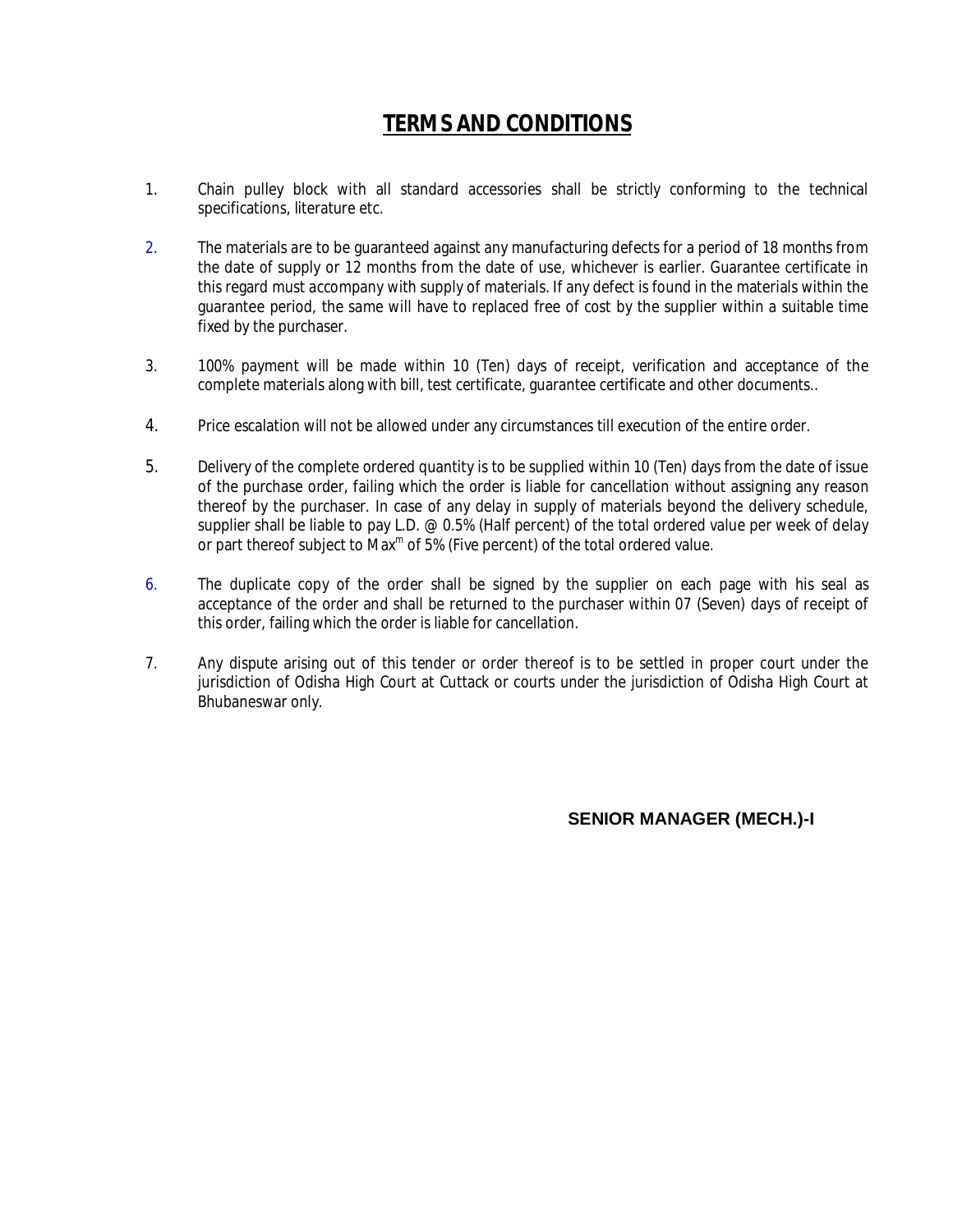# TERMS AND CONDITIONS

1. Chain pulley block with all standard accessories shall be strictly conforming to the technical specifications, literature etc.

2. The materials are to be guaranteed against any manufacturing defects for a period of 18 months from the date of supply or 12 months from the date of use, whichever is earlier. Guarantee certificate in this regard must accompany with supply of materials. If any defect is found in the materials within the guarantee period, the same will have to replaced free of cost by the supplier within a suitable time fixed by the purchaser.

3. 100% payment will be made within 10 (Ten) days of receipt, verification and acceptance of the complete materials along with bill, test certificate, guarantee certificate and other documents..

4. Price escalation will not be allowed under any circumstances till execution of the entire order.

5. Delivery of the complete ordered quantity is to be supplied within 10 (Ten) days from the date of issue of the purchase order, failing which the order is liable for cancellation without assigning any reason thereof by the purchaser. In case of any delay in supply of materials beyond the delivery schedule, supplier shall be liable to pay L.D. @ 0.5% (Half percent) of the total ordered value per week of delay or part thereof subject to Max$^{m}$ of 5% (Five percent) of the total ordered value.

6. The duplicate copy of the order shall be signed by the supplier on each page with his seal as acceptance of the order and shall be returned to the purchaser within 07 (Seven) days of receipt of this order, failing which the order is liable for cancellation.

7. Any dispute arising out of this tender or order thereof is to be settled in proper court under the jurisdiction of Odisha High Court at Cuttack or courts under the jurisdiction of Odisha High Court at Bhubaneswar only.

**SENIOR MANAGER (MECH.)-I**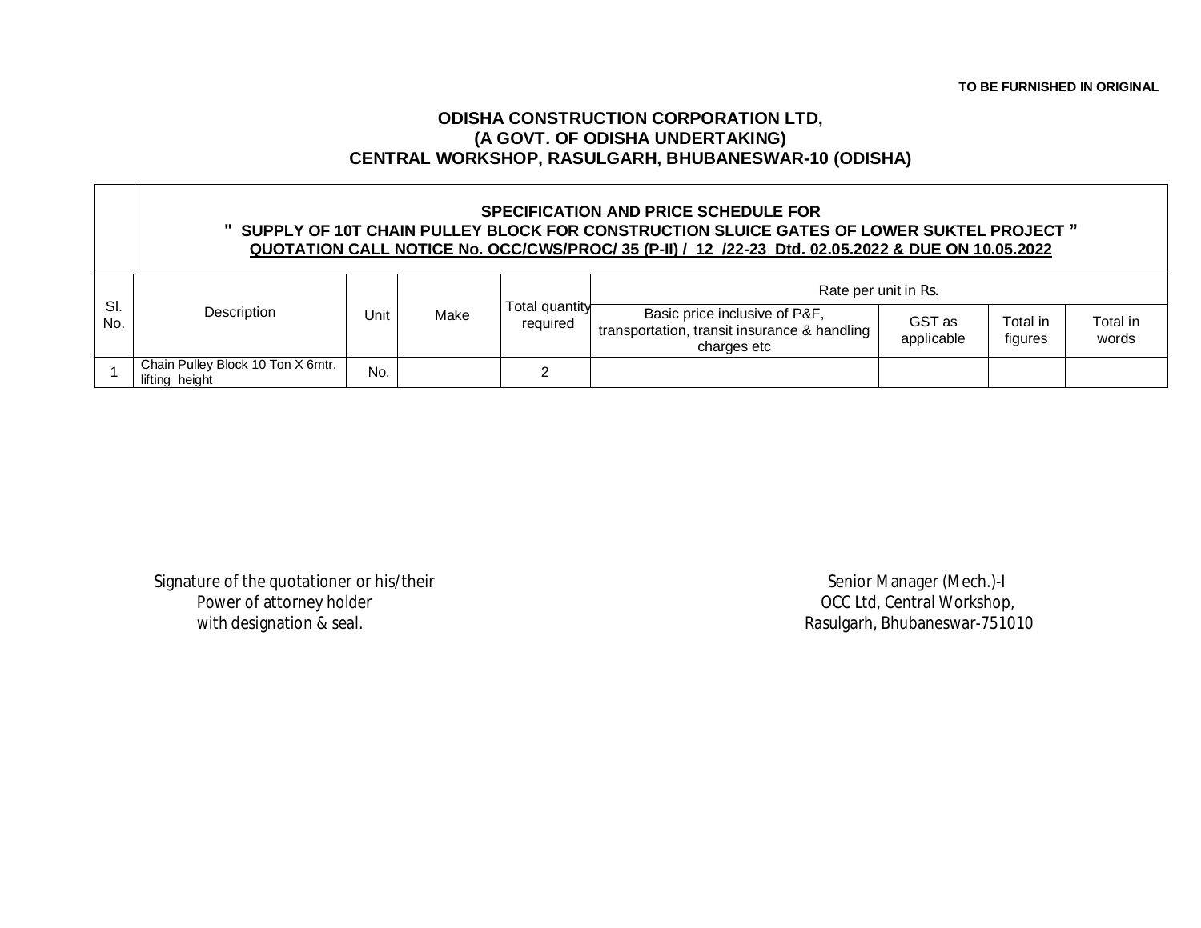TO BE FURNISHED IN ORIGINAL

**ODISHA CONSTRUCTION CORPORATION LTD,**
**(A GOVT. OF ODISHA UNDERTAKING)**
**CENTRAL WORKSHOP, RASULGARH, BHUBANESWAR-10 (ODISHA)**

**SPECIFICATION AND PRICE SCHEDULE FOR**
**" SUPPLY OF 10T CHAIN PULLEY BLOCK FOR CONSTRUCTION SLUICE GATES OF LOWER SUKTEL PROJECT "**
**QUOTATION CALL NOTICE No. OCC/CWS/PROC/ 35 (P-II) / 12 /22-23 Dtd. 02.05.2022 & DUE ON 10.05.2022**

| Sl. No. | Description | Unit | Make | Total quantity required | Rate per unit in Rs. | | | |
|---|---|---|---|---|---|---|---|---|
| | | | | | Basic price inclusive of P&F, transportation, transit insurance & handling charges etc | GST as applicable | Total in figures | Total in words |
| 1 | Chain Pulley Block 10 Ton X 6mtr. lifting height | No. | | 2 | | | | |

Signature of the quotationer or his/their
Power of attorney holder
with designation & seal.

Senior Manager (Mech.)-I
OCC Ltd, Central Workshop,
Rasulgarh, Bhubaneswar-751010